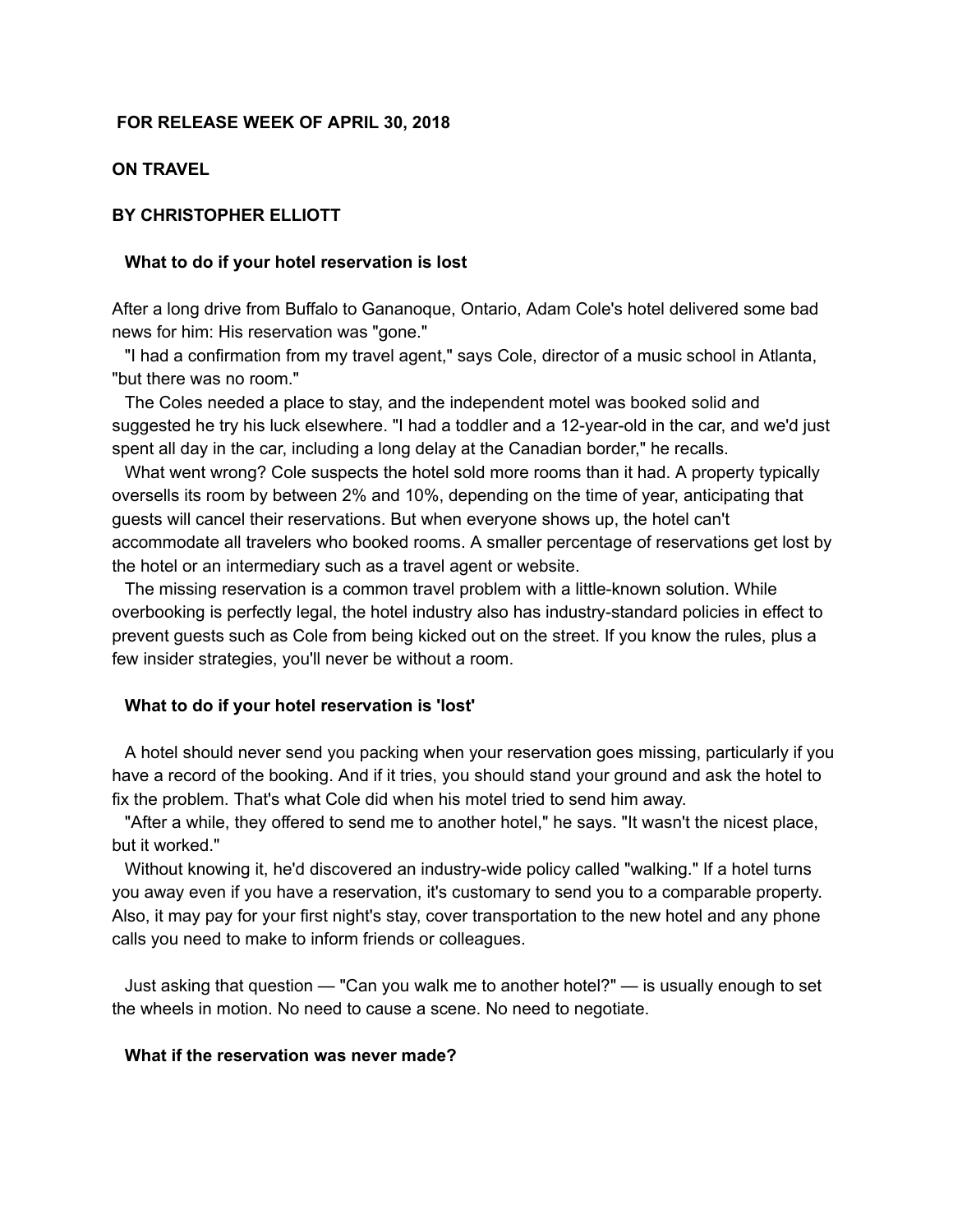**FOR RELEASE WEEK OF APRIL 30, 2018**

**ON TRAVEL**

**BY CHRISTOPHER ELLIOTT**

## What to do if your hotel reservation is lost

After a long drive from Buffalo to Gananoque, Ontario, Adam Cole's hotel delivered some bad news for him: His reservation was "gone."

"I had a confirmation from my travel agent," says Cole, director of a music school in Atlanta, "but there was no room."

The Coles needed a place to stay, and the independent motel was booked solid and suggested he try his luck elsewhere. "I had a toddler and a 12-year-old in the car, and we'd just spent all day in the car, including a long delay at the Canadian border," he recalls.

What went wrong? Cole suspects the hotel sold more rooms than it had. A property typically oversells its room by between 2% and 10%, depending on the time of year, anticipating that guests will cancel their reservations. But when everyone shows up, the hotel can't accommodate all travelers who booked rooms. A smaller percentage of reservations get lost by the hotel or an intermediary such as a travel agent or website.

The missing reservation is a common travel problem with a little-known solution. While overbooking is perfectly legal, the hotel industry also has industry-standard policies in effect to prevent guests such as Cole from being kicked out on the street. If you know the rules, plus a few insider strategies, you'll never be without a room.

### What to do if your hotel reservation is 'lost'

A hotel should never send you packing when your reservation goes missing, particularly if you have a record of the booking. And if it tries, you should stand your ground and ask the hotel to fix the problem. That's what Cole did when his motel tried to send him away.

"After a while, they offered to send me to another hotel," he says. "It wasn't the nicest place, but it worked."

Without knowing it, he'd discovered an industry-wide policy called "walking." If a hotel turns you away even if you have a reservation, it's customary to send you to a comparable property. Also, it may pay for your first night's stay, cover transportation to the new hotel and any phone calls you need to make to inform friends or colleagues.

Just asking that question — "Can you walk me to another hotel?" — is usually enough to set the wheels in motion. No need to cause a scene. No need to negotiate.

### What if the reservation was never made?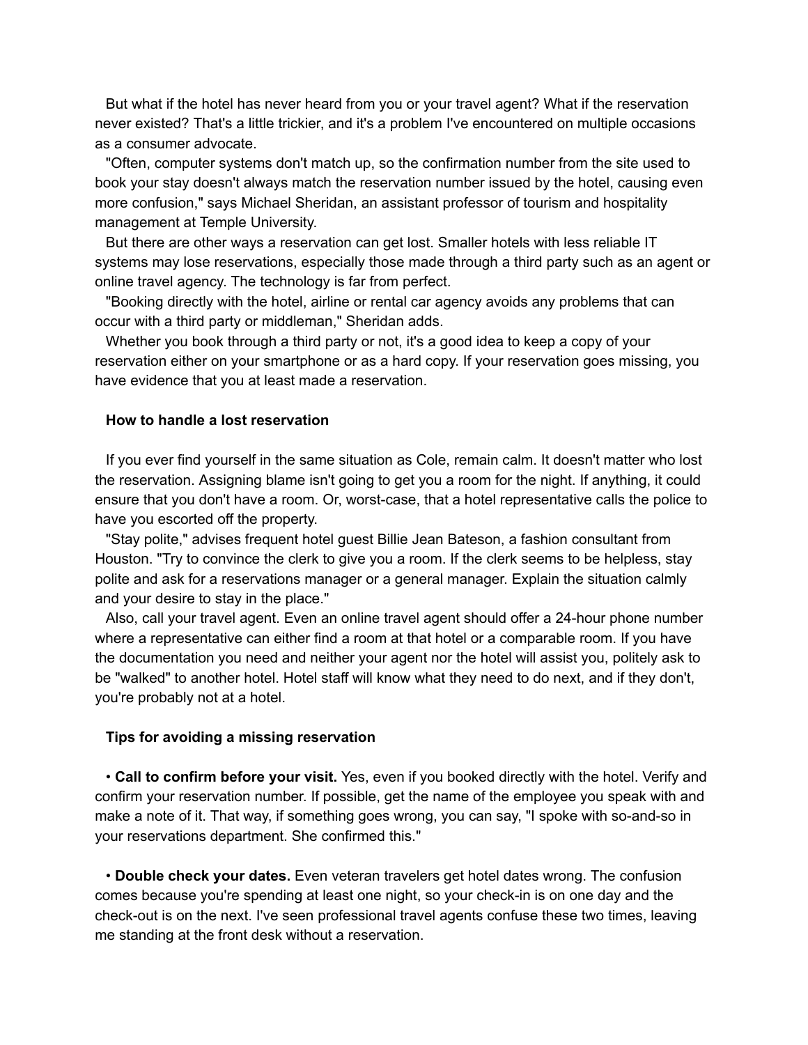But what if the hotel has never heard from you or your travel agent? What if the reservation never existed? That's a little trickier, and it's a problem I've encountered on multiple occasions as a consumer advocate.

"Often, computer systems don't match up, so the confirmation number from the site used to book your stay doesn't always match the reservation number issued by the hotel, causing even more confusion," says Michael Sheridan, an assistant professor of tourism and hospitality management at Temple University.

But there are other ways a reservation can get lost. Smaller hotels with less reliable IT systems may lose reservations, especially those made through a third party such as an agent or online travel agency. The technology is far from perfect.

"Booking directly with the hotel, airline or rental car agency avoids any problems that can occur with a third party or middleman," Sheridan adds.

Whether you book through a third party or not, it's a good idea to keep a copy of your reservation either on your smartphone or as a hard copy. If your reservation goes missing, you have evidence that you at least made a reservation.

**How to handle a lost reservation**

If you ever find yourself in the same situation as Cole, remain calm. It doesn't matter who lost the reservation. Assigning blame isn't going to get you a room for the night. If anything, it could ensure that you don't have a room. Or, worst-case, that a hotel representative calls the police to have you escorted off the property.

"Stay polite," advises frequent hotel guest Billie Jean Bateson, a fashion consultant from Houston. "Try to convince the clerk to give you a room. If the clerk seems to be helpless, stay polite and ask for a reservations manager or a general manager. Explain the situation calmly and your desire to stay in the place."

Also, call your travel agent. Even an online travel agent should offer a 24-hour phone number where a representative can either find a room at that hotel or a comparable room. If you have the documentation you need and neither your agent nor the hotel will assist you, politely ask to be "walked" to another hotel. Hotel staff will know what they need to do next, and if they don't, you're probably not at a hotel.

**Tips for avoiding a missing reservation**

- **Call to confirm before your visit.** Yes, even if you booked directly with the hotel. Verify and confirm your reservation number. If possible, get the name of the employee you speak with and make a note of it. That way, if something goes wrong, you can say, "I spoke with so-and-so in your reservations department. She confirmed this."

- **Double check your dates.** Even veteran travelers get hotel dates wrong. The confusion comes because you're spending at least one night, so your check-in is on one day and the check-out is on the next. I've seen professional travel agents confuse these two times, leaving me standing at the front desk without a reservation.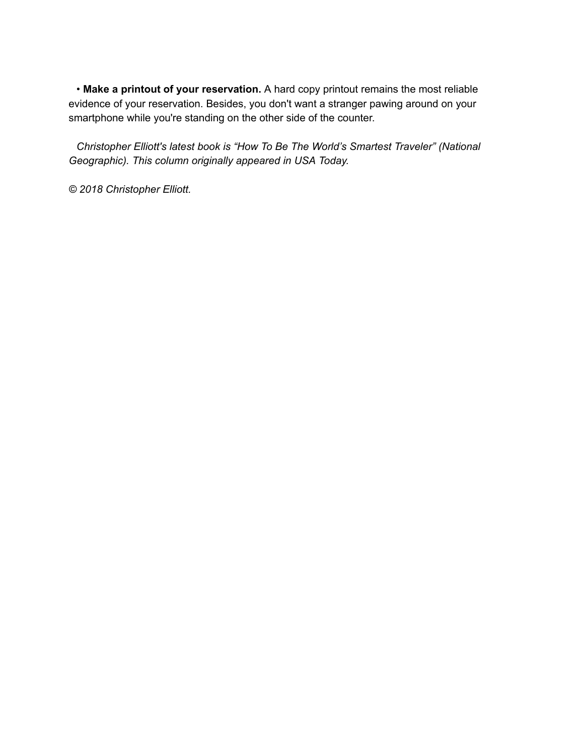- **Make a printout of your reservation.** A hard copy printout remains the most reliable evidence of your reservation. Besides, you don't want a stranger pawing around on your smartphone while you're standing on the other side of the counter.

*Christopher Elliott's latest book is “How To Be The World’s Smartest Traveler” (National Geographic). This column originally appeared in USA Today.*

*© 2018 Christopher Elliott.*